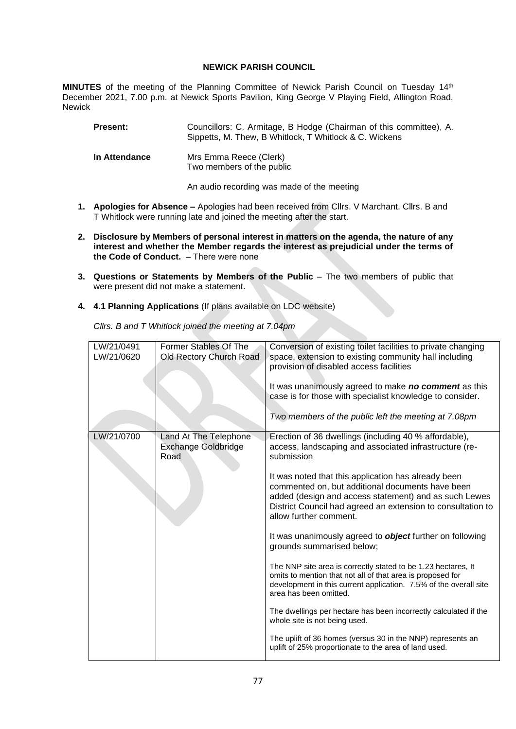# NEWICK PARISH COUNCIL

**MINUTES** of the meeting of the Planning Committee of Newick Parish Council on Tuesday 14th December 2021, 7.00 p.m. at Newick Sports Pavilion, King George V Playing Field, Allington Road, Newick

**Present:** Councillors: C. Armitage, B Hodge (Chairman of this committee), A. Sippetts, M. Thew, B Whitlock, T Whitlock & C. Wickens

**In Attendance** Mrs Emma Reece (Clerk)
Two members of the public

An audio recording was made of the meeting

1. **Apologies for Absence –** Apologies had been received from Cllrs. V Marchant. Cllrs. B and T Whitlock were running late and joined the meeting after the start.

2. **Disclosure by Members of personal interest in matters on the agenda, the nature of any interest and whether the Member regards the interest as prejudicial under the terms of the Code of Conduct.** – There were none

3. **Questions or Statements by Members of the Public** – The two members of public that were present did not make a statement.

4. **4.1 Planning Applications** (If plans available on LDC website)

*Cllrs. B and T Whitlock joined the meeting at 7.04pm*

| | | |
|---|---|---|
| LW/21/0491<br>LW/21/0620 | Former Stables Of The Old Rectory Church Road | Conversion of existing toilet facilities to private changing space, extension to existing community hall including provision of disabled access facilities<br><br>It was unanimously agreed to make ***no comment*** as this case is for those with specialist knowledge to consider.<br><br>*Two members of the public left the meeting at 7.08pm* |
| LW/21/0700 | Land At The Telephone Exchange Goldbridge Road | Erection of 36 dwellings (including 40 % affordable), access, landscaping and associated infrastructure (re-submission<br><br>It was noted that this application has already been commented on, but additional documents have been added (design and access statement) and as such Lewes District Council had agreed an extension to consultation to allow further comment.<br><br>It was unanimously agreed to ***object*** further on following grounds summarised below;<br><br>The NNP site area is correctly stated to be 1.23 hectares, It omits to mention that not all of that area is proposed for development in this current application. 7.5% of the overall site area has been omitted.<br><br>The dwellings per hectare has been incorrectly calculated if the whole site is not being used.<br><br>The uplift of 36 homes (versus 30 in the NNP) represents an uplift of 25% proportionate to the area of land used. |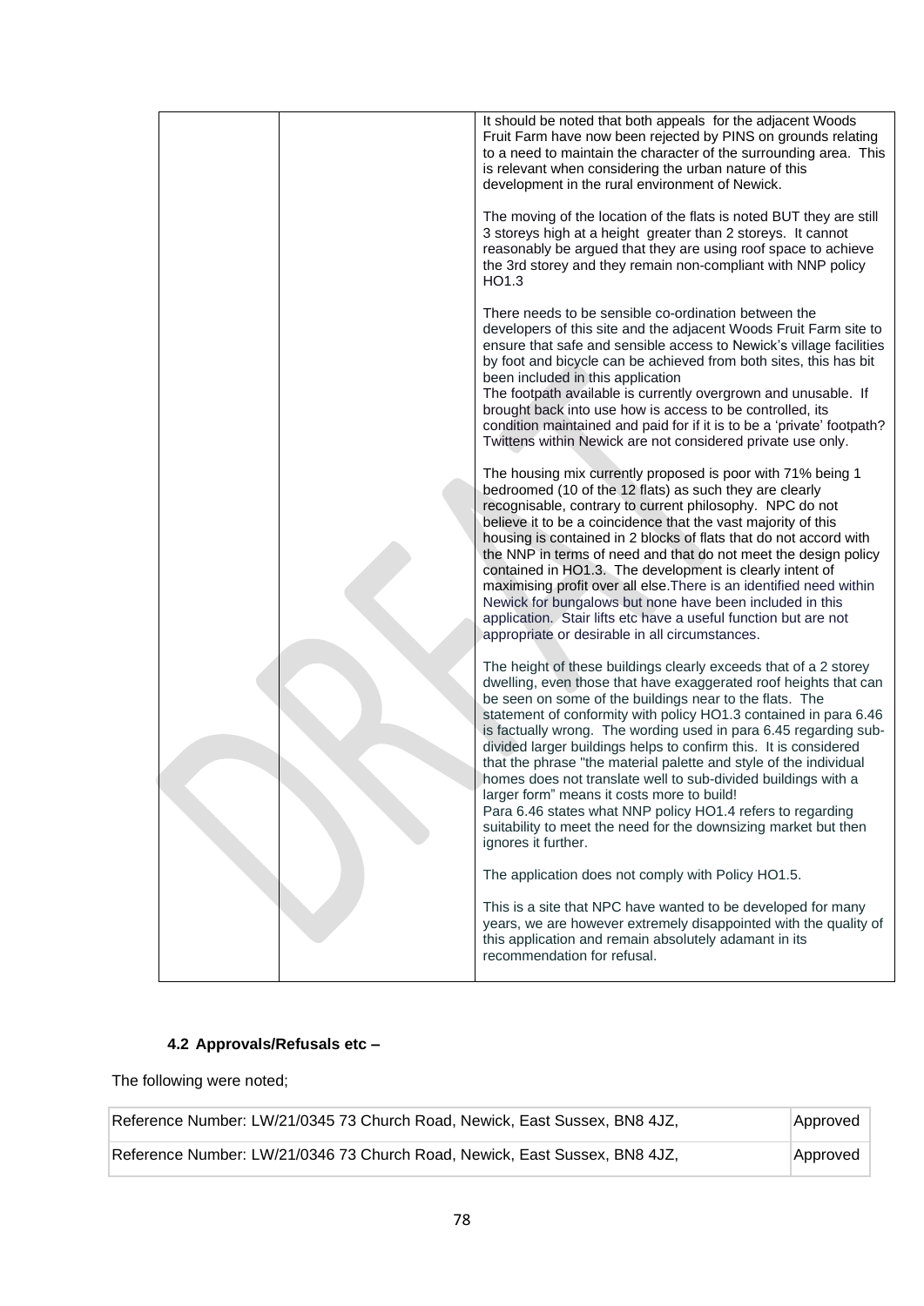| | | |
|---|---|---|
| | | It should be noted that both appeals for the adjacent Woods Fruit Farm have now been rejected by PINS on grounds relating to a need to maintain the character of the surrounding area. This is relevant when considering the urban nature of this development in the rural environment of Newick.<br><br>The moving of the location of the flats is noted BUT they are still 3 storeys high at a height greater than 2 storeys. It cannot reasonably be argued that they are using roof space to achieve the 3rd storey and they remain non-compliant with NNP policy HO1.3<br><br>There needs to be sensible co-ordination between the developers of this site and the adjacent Woods Fruit Farm site to ensure that safe and sensible access to Newick's village facilities by foot and bicycle can be achieved from both sites, this has bit been included in this application<br>The footpath available is currently overgrown and unusable. If brought back into use how is access to be controlled, its condition maintained and paid for if it is to be a 'private' footpath? Twittens within Newick are not considered private use only.<br><br>The housing mix currently proposed is poor with 71% being 1 bedroomed (10 of the 12 flats) as such they are clearly recognisable, contrary to current philosophy. NPC do not believe it to be a coincidence that the vast majority of this housing is contained in 2 blocks of flats that do not accord with the NNP in terms of need and that do not meet the design policy contained in HO1.3. The development is clearly intent of maximising profit over all else.There is an identified need within Newick for bungalows but none have been included in this application. Stair lifts etc have a useful function but are not appropriate or desirable in all circumstances.<br><br>The height of these buildings clearly exceeds that of a 2 storey dwelling, even those that have exaggerated roof heights that can be seen on some of the buildings near to the flats. The statement of conformity with policy HO1.3 contained in para 6.46 is factually wrong. The wording used in para 6.45 regarding sub-divided larger buildings helps to confirm this. It is considered that the phrase "the material palette and style of the individual homes does not translate well to sub-divided buildings with a larger form" means it costs more to build!<br>Para 6.46 states what NNP policy HO1.4 refers to regarding suitability to meet the need for the downsizing market but then ignores it further.<br><br>The application does not comply with Policy HO1.5.<br><br>This is a site that NPC have wanted to be developed for many years, we are however extremely disappointed with the quality of this application and remain absolutely adamant in its recommendation for refusal. |

### 4.2 Approvals/Refusals etc –

The following were noted;

| | |
|---|---|
| Reference Number: LW/21/0345 73 Church Road, Newick, East Sussex, BN8 4JZ, | Approved |
| Reference Number: LW/21/0346 73 Church Road, Newick, East Sussex, BN8 4JZ, | Approved |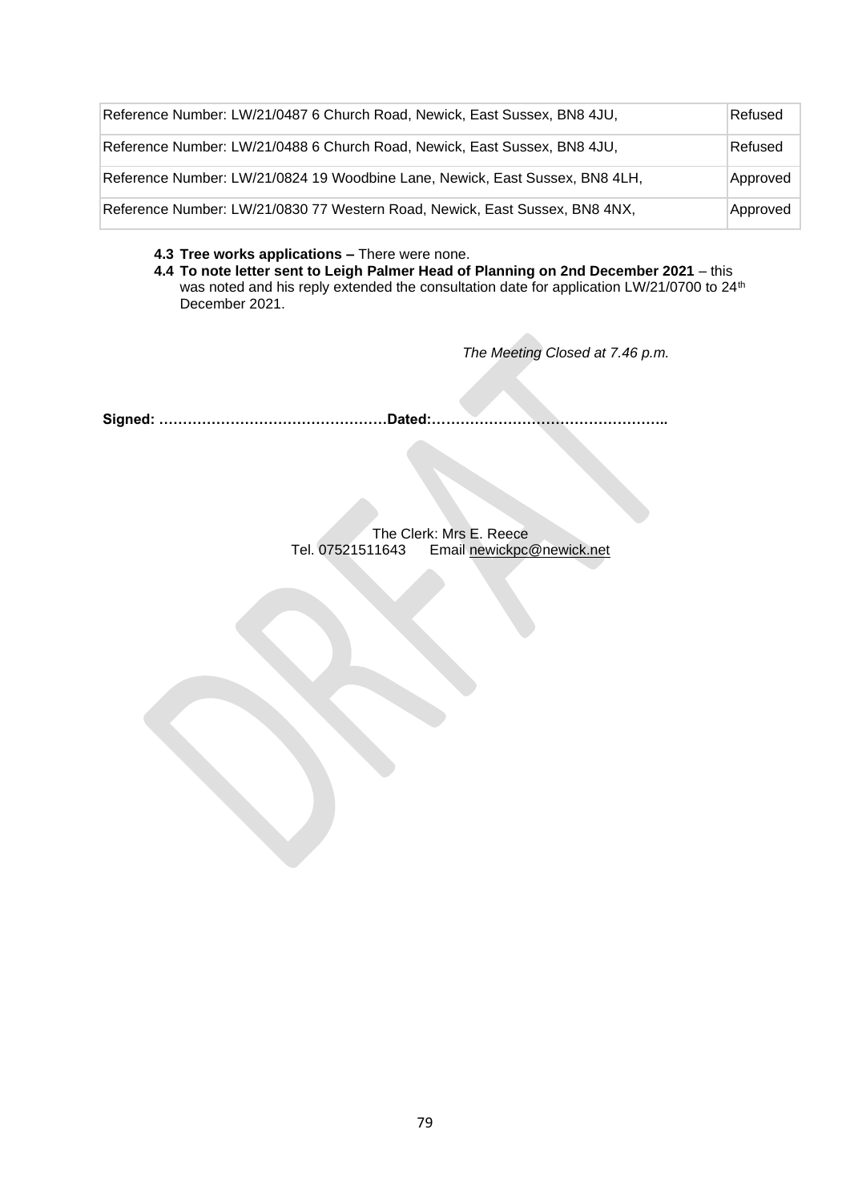| | |
|---|---|
| Reference Number: LW/21/0487 6 Church Road, Newick, East Sussex, BN8 4JU, | Refused |
| Reference Number: LW/21/0488 6 Church Road, Newick, East Sussex, BN8 4JU, | Refused |
| Reference Number: LW/21/0824 19 Woodbine Lane, Newick, East Sussex, BN8 4LH, | Approved |
| Reference Number: LW/21/0830 77 Western Road, Newick, East Sussex, BN8 4NX, | Approved |

**4.3 Tree works applications –** There were none.

**4.4 To note letter sent to Leigh Palmer Head of Planning on 2nd December 2021** – this was noted and his reply extended the consultation date for application LW/21/0700 to 24th December 2021.

*The Meeting Closed at 7.46 p.m.*

**Signed: …………………………………………Dated:…………………………………………..**

The Clerk: Mrs E. Reece
Tel. 07521511643 Email newickpc@newick.net